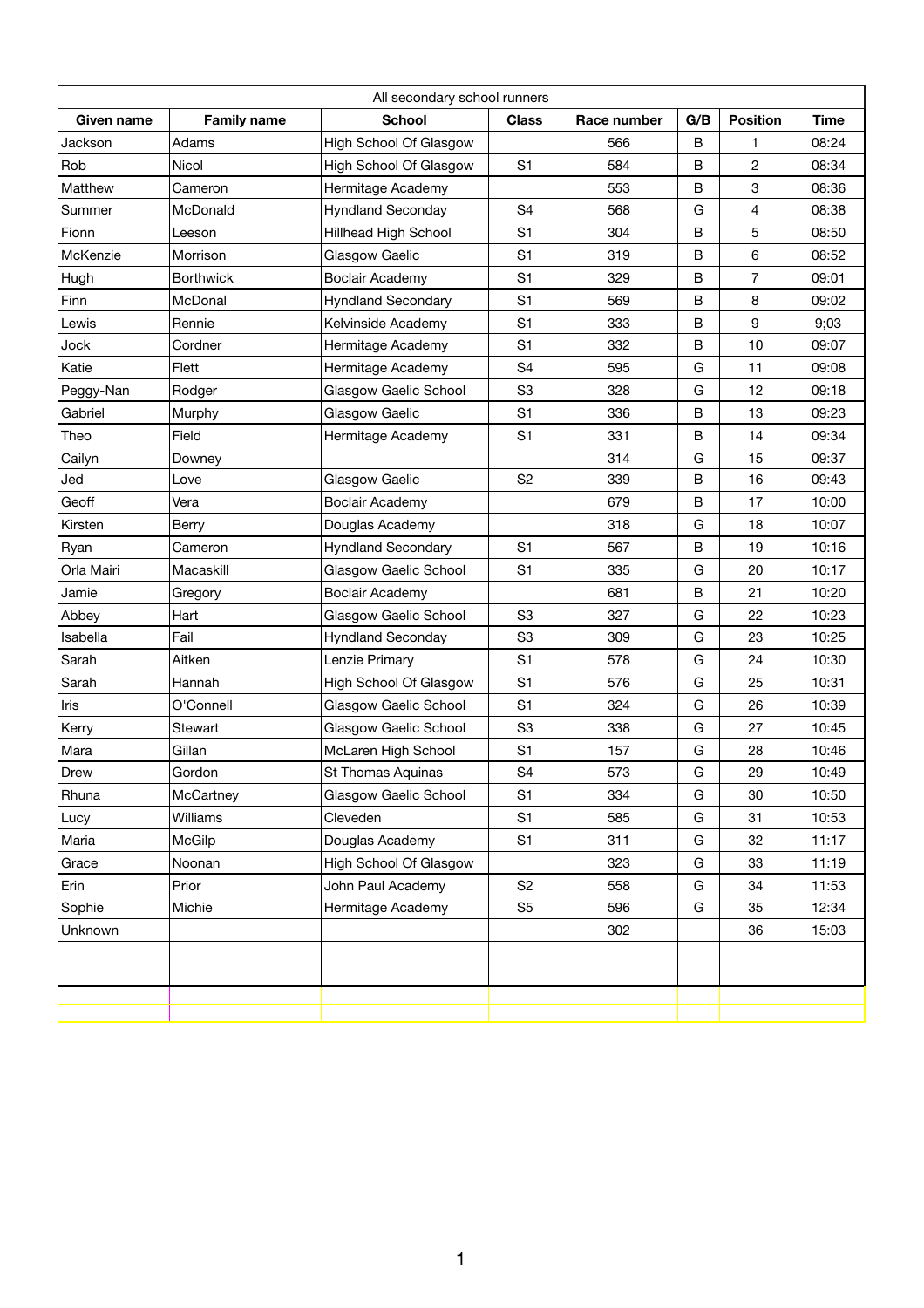| All secondary school runners | | | | | | | |
|---|---|---|---|---|---|---|---|
| **Given name** | **Family name** | **School** | **Class** | **Race number** | **G/B** | **Position** | **Time** |
| Jackson | Adams | High School Of Glasgow | | 566 | B | 1 | 08:24 |
| Rob | Nicol | High School Of Glasgow | S1 | 584 | B | 2 | 08:34 |
| Matthew | Cameron | Hermitage Academy | | 553 | B | 3 | 08:36 |
| Summer | McDonald | Hyndland Seconday | S4 | 568 | G | 4 | 08:38 |
| Fionn | Leeson | Hillhead High School | S1 | 304 | B | 5 | 08:50 |
| McKenzie | Morrison | Glasgow Gaelic | S1 | 319 | B | 6 | 08:52 |
| Hugh | Borthwick | Boclair Academy | S1 | 329 | B | 7 | 09:01 |
| Finn | McDonal | Hyndland Secondary | S1 | 569 | B | 8 | 09:02 |
| Lewis | Rennie | Kelvinside Academy | S1 | 333 | B | 9 | 9;03 |
| Jock | Cordner | Hermitage Academy | S1 | 332 | B | 10 | 09:07 |
| Katie | Flett | Hermitage Academy | S4 | 595 | G | 11 | 09:08 |
| Peggy-Nan | Rodger | Glasgow Gaelic School | S3 | 328 | G | 12 | 09:18 |
| Gabriel | Murphy | Glasgow Gaelic | S1 | 336 | B | 13 | 09:23 |
| Theo | Field | Hermitage Academy | S1 | 331 | B | 14 | 09:34 |
| Cailyn | Downey | | | 314 | G | 15 | 09:37 |
| Jed | Love | Glasgow Gaelic | S2 | 339 | B | 16 | 09:43 |
| Geoff | Vera | Boclair Academy | | 679 | B | 17 | 10:00 |
| Kirsten | Berry | Douglas Academy | | 318 | G | 18 | 10:07 |
| Ryan | Cameron | Hyndland Secondary | S1 | 567 | B | 19 | 10:16 |
| Orla Mairi | Macaskill | Glasgow Gaelic School | S1 | 335 | G | 20 | 10:17 |
| Jamie | Gregory | Boclair Academy | | 681 | B | 21 | 10:20 |
| Abbey | Hart | Glasgow Gaelic School | S3 | 327 | G | 22 | 10:23 |
| Isabella | Fail | Hyndland Seconday | S3 | 309 | G | 23 | 10:25 |
| Sarah | Aitken | Lenzie Primary | S1 | 578 | G | 24 | 10:30 |
| Sarah | Hannah | High School Of Glasgow | S1 | 576 | G | 25 | 10:31 |
| Iris | O'Connell | Glasgow Gaelic School | S1 | 324 | G | 26 | 10:39 |
| Kerry | Stewart | Glasgow Gaelic School | S3 | 338 | G | 27 | 10:45 |
| Mara | Gillan | McLaren High School | S1 | 157 | G | 28 | 10:46 |
| Drew | Gordon | St Thomas Aquinas | S4 | 573 | G | 29 | 10:49 |
| Rhuna | McCartney | Glasgow Gaelic School | S1 | 334 | G | 30 | 10:50 |
| Lucy | Williams | Cleveden | S1 | 585 | G | 31 | 10:53 |
| Maria | McGilp | Douglas Academy | S1 | 311 | G | 32 | 11:17 |
| Grace | Noonan | High School Of Glasgow | | 323 | G | 33 | 11:19 |
| Erin | Prior | John Paul Academy | S2 | 558 | G | 34 | 11:53 |
| Sophie | Michie | Hermitage Academy | S5 | 596 | G | 35 | 12:34 |
| Unknown | | | | 302 | | 36 | 15:03 |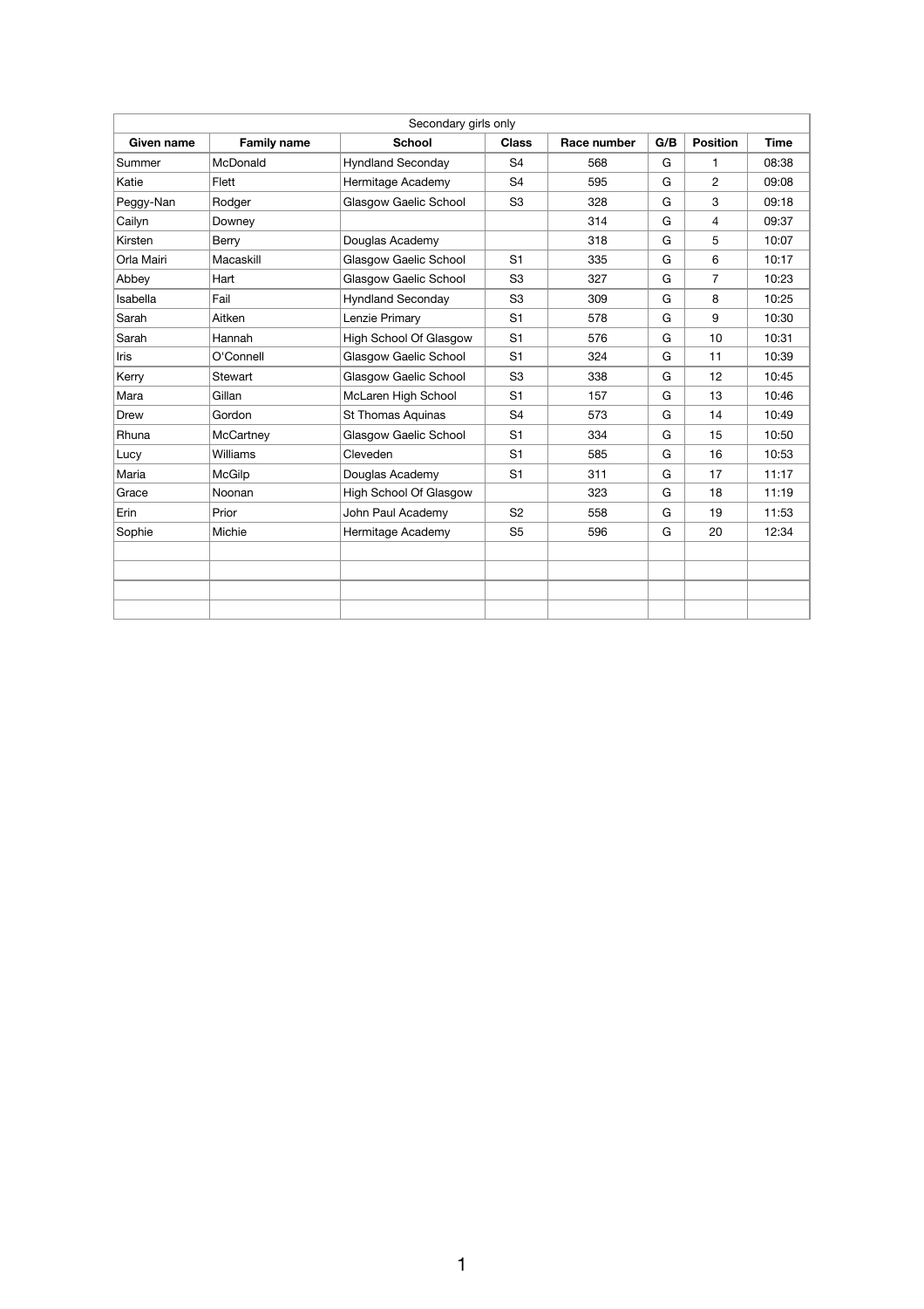| Secondary girls only | | | | | | | |
|---|---|---|---|---|---|---|---|
| **Given name** | **Family name** | **School** | **Class** | **Race number** | **G/B** | **Position** | **Time** |
| Summer | McDonald | Hyndland Seconday | S4 | 568 | G | 1 | 08:38 |
| Katie | Flett | Hermitage Academy | S4 | 595 | G | 2 | 09:08 |
| Peggy-Nan | Rodger | Glasgow Gaelic School | S3 | 328 | G | 3 | 09:18 |
| Cailyn | Downey | | | 314 | G | 4 | 09:37 |
| Kirsten | Berry | Douglas Academy | | 318 | G | 5 | 10:07 |
| Orla Mairi | Macaskill | Glasgow Gaelic School | S1 | 335 | G | 6 | 10:17 |
| Abbey | Hart | Glasgow Gaelic School | S3 | 327 | G | 7 | 10:23 |
| Isabella | Fail | Hyndland Seconday | S3 | 309 | G | 8 | 10:25 |
| Sarah | Aitken | Lenzie Primary | S1 | 578 | G | 9 | 10:30 |
| Sarah | Hannah | High School Of Glasgow | S1 | 576 | G | 10 | 10:31 |
| Iris | O'Connell | Glasgow Gaelic School | S1 | 324 | G | 11 | 10:39 |
| Kerry | Stewart | Glasgow Gaelic School | S3 | 338 | G | 12 | 10:45 |
| Mara | Gillan | McLaren High School | S1 | 157 | G | 13 | 10:46 |
| Drew | Gordon | St Thomas Aquinas | S4 | 573 | G | 14 | 10:49 |
| Rhuna | McCartney | Glasgow Gaelic School | S1 | 334 | G | 15 | 10:50 |
| Lucy | Williams | Cleveden | S1 | 585 | G | 16 | 10:53 |
| Maria | McGilp | Douglas Academy | S1 | 311 | G | 17 | 11:17 |
| Grace | Noonan | High School Of Glasgow | | 323 | G | 18 | 11:19 |
| Erin | Prior | John Paul Academy | S2 | 558 | G | 19 | 11:53 |
| Sophie | Michie | Hermitage Academy | S5 | 596 | G | 20 | 12:34 |
| | | | | | | | |
| | | | | | | | |
| | | | | | | | |
| | | | | | | | |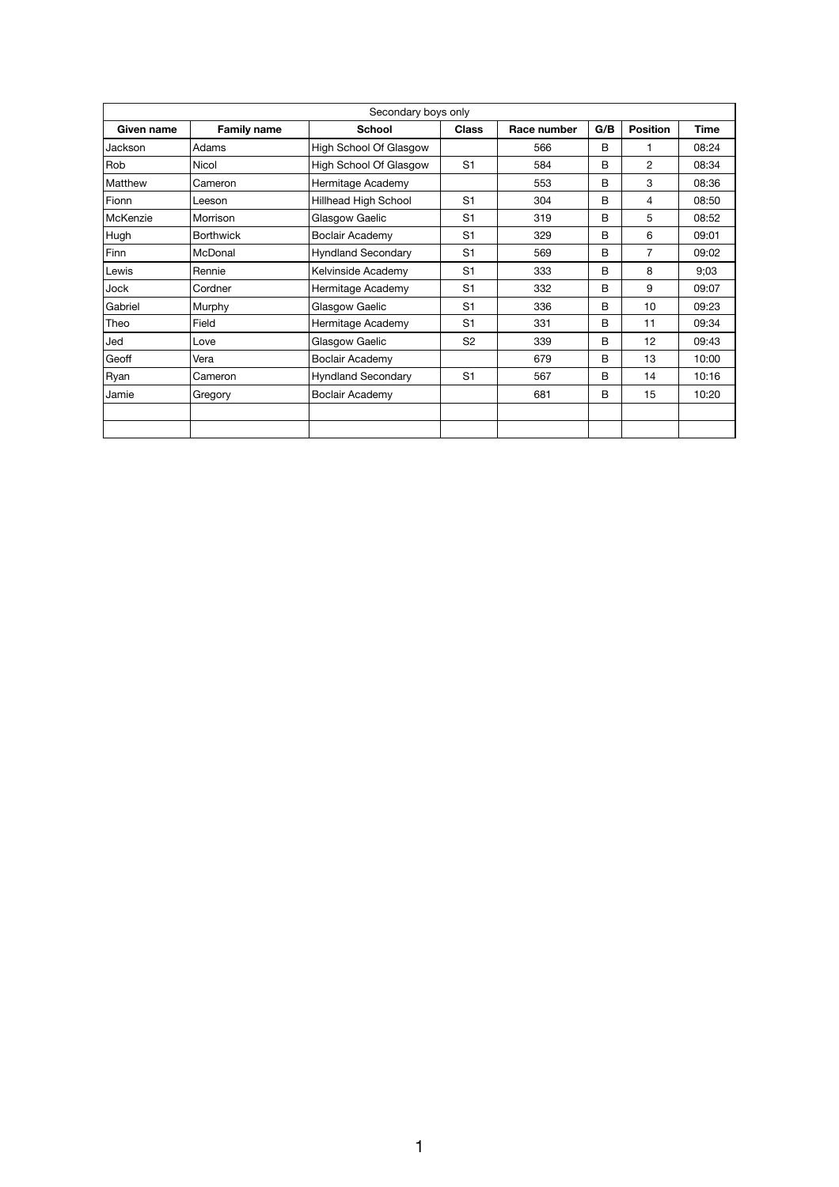| Secondary boys only | | | | | | | |
|---|---|---|---|---|---|---|---|
| **Given name** | **Family name** | **School** | **Class** | **Race number** | **G/B** | **Position** | **Time** |
| Jackson | Adams | High School Of Glasgow | | 566 | B | 1 | 08:24 |
| Rob | Nicol | High School Of Glasgow | S1 | 584 | B | 2 | 08:34 |
| Matthew | Cameron | Hermitage Academy | | 553 | B | 3 | 08:36 |
| Fionn | Leeson | Hillhead High School | S1 | 304 | B | 4 | 08:50 |
| McKenzie | Morrison | Glasgow Gaelic | S1 | 319 | B | 5 | 08:52 |
| Hugh | Borthwick | Boclair Academy | S1 | 329 | B | 6 | 09:01 |
| Finn | McDonal | Hyndland Secondary | S1 | 569 | B | 7 | 09:02 |
| Lewis | Rennie | Kelvinside Academy | S1 | 333 | B | 8 | 9;03 |
| Jock | Cordner | Hermitage Academy | S1 | 332 | B | 9 | 09:07 |
| Gabriel | Murphy | Glasgow Gaelic | S1 | 336 | B | 10 | 09:23 |
| Theo | Field | Hermitage Academy | S1 | 331 | B | 11 | 09:34 |
| Jed | Love | Glasgow Gaelic | S2 | 339 | B | 12 | 09:43 |
| Geoff | Vera | Boclair Academy | | 679 | B | 13 | 10:00 |
| Ryan | Cameron | Hyndland Secondary | S1 | 567 | B | 14 | 10:16 |
| Jamie | Gregory | Boclair Academy | | 681 | B | 15 | 10:20 |
| | | | | | | | |
| | | | | | | | |